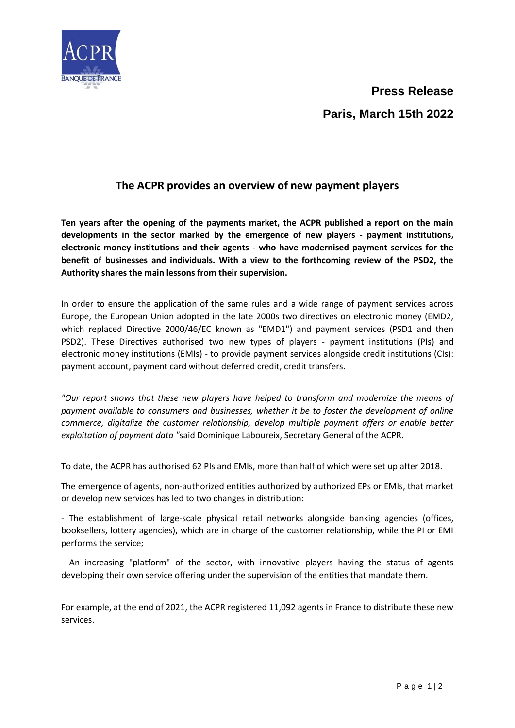**Press Release**

**Paris, March 15th 2022**

# The ACPR provides an overview of new payment players

**Ten years after the opening of the payments market, the ACPR published a report on the main developments in the sector marked by the emergence of new players - payment institutions, electronic money institutions and their agents - who have modernised payment services for the benefit of businesses and individuals. With a view to the forthcoming review of the PSD2, the Authority shares the main lessons from their supervision.**

In order to ensure the application of the same rules and a wide range of payment services across Europe, the European Union adopted in the late 2000s two directives on electronic money (EMD2, which replaced Directive 2000/46/EC known as "EMD1") and payment services (PSD1 and then PSD2). These Directives authorised two new types of players - payment institutions (PIs) and electronic money institutions (EMIs) - to provide payment services alongside credit institutions (CIs): payment account, payment card without deferred credit, credit transfers.

*"Our report shows that these new players have helped to transform and modernize the means of payment available to consumers and businesses, whether it be to foster the development of online commerce, digitalize the customer relationship, develop multiple payment offers or enable better exploitation of payment data "*said Dominique Laboureix, Secretary General of the ACPR.

To date, the ACPR has authorised 62 PIs and EMIs, more than half of which were set up after 2018.

The emergence of agents, non-authorized entities authorized by authorized EPs or EMIs, that market or develop new services has led to two changes in distribution:

- The establishment of large-scale physical retail networks alongside banking agencies (offices, booksellers, lottery agencies), which are in charge of the customer relationship, while the PI or EMI performs the service;

- An increasing "platform" of the sector, with innovative players having the status of agents developing their own service offering under the supervision of the entities that mandate them.

For example, at the end of 2021, the ACPR registered 11,092 agents in France to distribute these new services.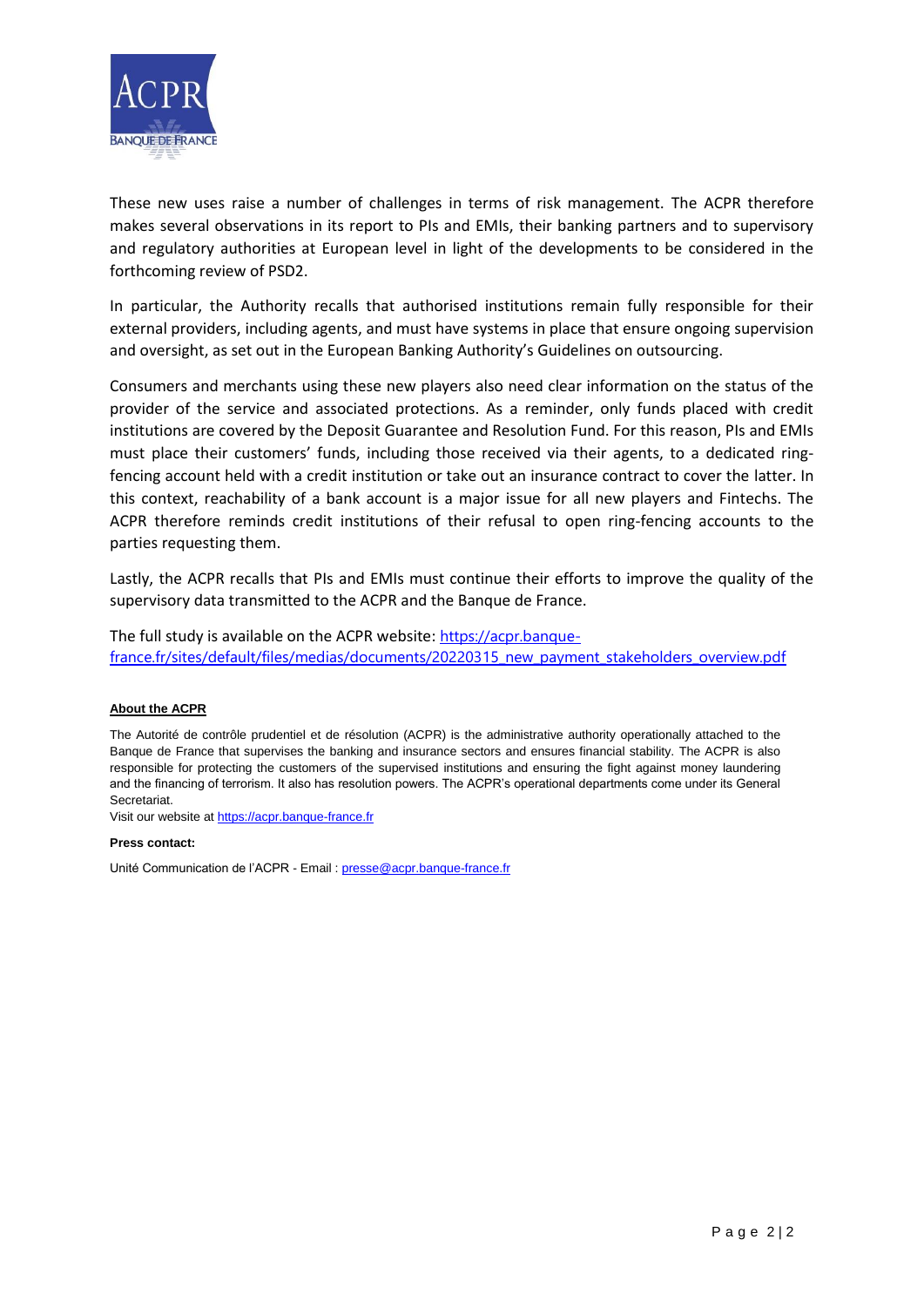These new uses raise a number of challenges in terms of risk management. The ACPR therefore makes several observations in its report to PIs and EMIs, their banking partners and to supervisory and regulatory authorities at European level in light of the developments to be considered in the forthcoming review of PSD2.

In particular, the Authority recalls that authorised institutions remain fully responsible for their external providers, including agents, and must have systems in place that ensure ongoing supervision and oversight, as set out in the European Banking Authority's Guidelines on outsourcing.

Consumers and merchants using these new players also need clear information on the status of the provider of the service and associated protections. As a reminder, only funds placed with credit institutions are covered by the Deposit Guarantee and Resolution Fund. For this reason, PIs and EMIs must place their customers' funds, including those received via their agents, to a dedicated ring-fencing account held with a credit institution or take out an insurance contract to cover the latter. In this context, reachability of a bank account is a major issue for all new players and Fintechs. The ACPR therefore reminds credit institutions of their refusal to open ring-fencing accounts to the parties requesting them.

Lastly, the ACPR recalls that PIs and EMIs must continue their efforts to improve the quality of the supervisory data transmitted to the ACPR and the Banque de France.

The full study is available on the ACPR website: [https://acpr.banque-france.fr/sites/default/files/medias/documents/20220315_new_payment_stakeholders_overview.pdf](https://acpr.banque-france.fr/sites/default/files/medias/documents/20220315_new_payment_stakeholders_overview.pdf)

**About the ACPR**

The Autorité de contrôle prudentiel et de résolution (ACPR) is the administrative authority operationally attached to the Banque de France that supervises the banking and insurance sectors and ensures financial stability. The ACPR is also responsible for protecting the customers of the supervised institutions and ensuring the fight against money laundering and the financing of terrorism. It also has resolution powers. The ACPR's operational departments come under its General Secretariat.
Visit our website at [https://acpr.banque-france.fr](https://acpr.banque-france.fr)

**Press contact:**

Unité Communication de l'ACPR - Email : [presse@acpr.banque-france.fr](mailto:presse@acpr.banque-france.fr)